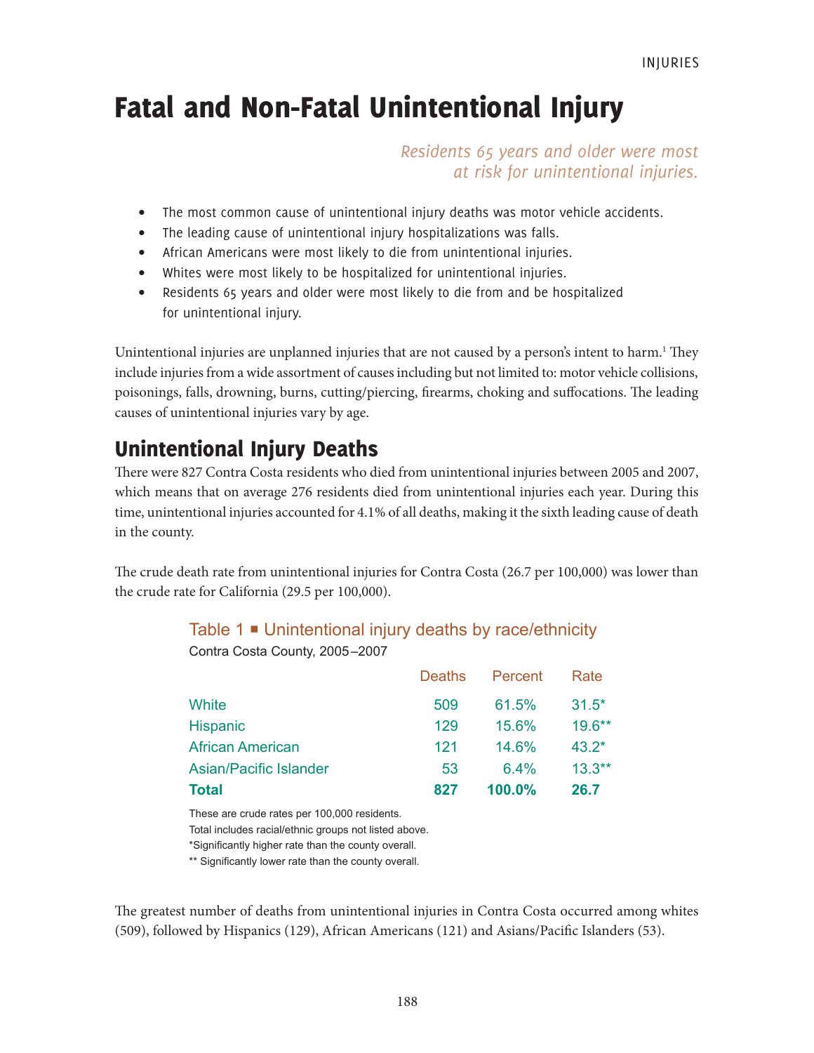# Fatal and Non-Fatal Unintentional Injury

*Residents 65 years and older were most at risk for unintentional injuries.*

- The most common cause of unintentional injury deaths was motor vehicle accidents.
- The leading cause of unintentional injury hospitalizations was falls.
- African Americans were most likely to die from unintentional injuries.
- Whites were most likely to be hospitalized for unintentional injuries.
- Residents 65 years and older were most likely to die from and be hospitalized for unintentional injury.

Unintentional injuries are unplanned injuries that are not caused by a person's intent to harm.[1] They include injuries from a wide assortment of causes including but not limited to: motor vehicle collisions, poisonings, falls, drowning, burns, cutting/piercing, firearms, choking and suffocations. The leading causes of unintentional injuries vary by age.

## Unintentional Injury Deaths

There were 827 Contra Costa residents who died from unintentional injuries between 2005 and 2007, which means that on average 276 residents died from unintentional injuries each year. During this time, unintentional injuries accounted for 4.1% of all deaths, making it the sixth leading cause of death in the county.

The crude death rate from unintentional injuries for Contra Costa (26.7 per 100,000) was lower than the crude rate for California (29.5 per 100,000).

### Table 1 ■ Unintentional injury deaths by race/ethnicity

Contra Costa County, 2005–2007

| | Deaths | Percent | Rate |
|---|---|---|---|
| White | 509 | 61.5% | 31.5* |
| Hispanic | 129 | 15.6% | 19.6** |
| African American | 121 | 14.6% | 43.2* |
| Asian/Pacific Islander | 53 | 6.4% | 13.3** |
| **Total** | **827** | **100.0%** | **26.7** |

These are crude rates per 100,000 residents.
Total includes racial/ethnic groups not listed above.
*Significantly higher rate than the county overall.
** Significantly lower rate than the county overall.

The greatest number of deaths from unintentional injuries in Contra Costa occurred among whites (509), followed by Hispanics (129), African Americans (121) and Asians/Pacific Islanders (53).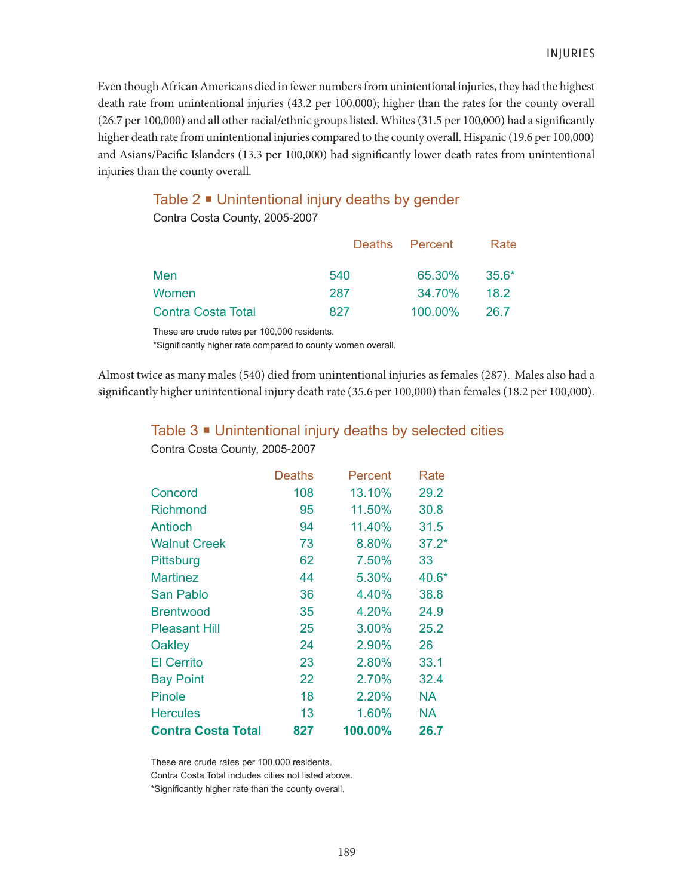Even though African Americans died in fewer numbers from unintentional injuries, they had the highest death rate from unintentional injuries (43.2 per 100,000); higher than the rates for the county overall (26.7 per 100,000) and all other racial/ethnic groups listed. Whites (31.5 per 100,000) had a significantly higher death rate from unintentional injuries compared to the county overall. Hispanic (19.6 per 100,000) and Asians/Pacific Islanders (13.3 per 100,000) had significantly lower death rates from unintentional injuries than the county overall.

### Table 2 ■ Unintentional injury deaths by gender

Contra Costa County, 2005-2007

| | Deaths | Percent | Rate |
|---|---|---|---|
| Men | 540 | 65.30% | 35.6* |
| Women | 287 | 34.70% | 18.2 |
| Contra Costa Total | 827 | 100.00% | 26.7 |

These are crude rates per 100,000 residents.
*Significantly higher rate compared to county women overall.

Almost twice as many males (540) died from unintentional injuries as females (287). Males also had a significantly higher unintentional injury death rate (35.6 per 100,000) than females (18.2 per 100,000).

### Table 3 ■ Unintentional injury deaths by selected cities

Contra Costa County, 2005-2007

| | Deaths | Percent | Rate |
|---|---|---|---|
| Concord | 108 | 13.10% | 29.2 |
| Richmond | 95 | 11.50% | 30.8 |
| Antioch | 94 | 11.40% | 31.5 |
| Walnut Creek | 73 | 8.80% | 37.2* |
| Pittsburg | 62 | 7.50% | 33 |
| Martinez | 44 | 5.30% | 40.6* |
| San Pablo | 36 | 4.40% | 38.8 |
| Brentwood | 35 | 4.20% | 24.9 |
| Pleasant Hill | 25 | 3.00% | 25.2 |
| Oakley | 24 | 2.90% | 26 |
| El Cerrito | 23 | 2.80% | 33.1 |
| Bay Point | 22 | 2.70% | 32.4 |
| Pinole | 18 | 2.20% | NA |
| Hercules | 13 | 1.60% | NA |
| **Contra Costa Total** | **827** | **100.00%** | **26.7** |

These are crude rates per 100,000 residents.
Contra Costa Total includes cities not listed above.
*Significantly higher rate than the county overall.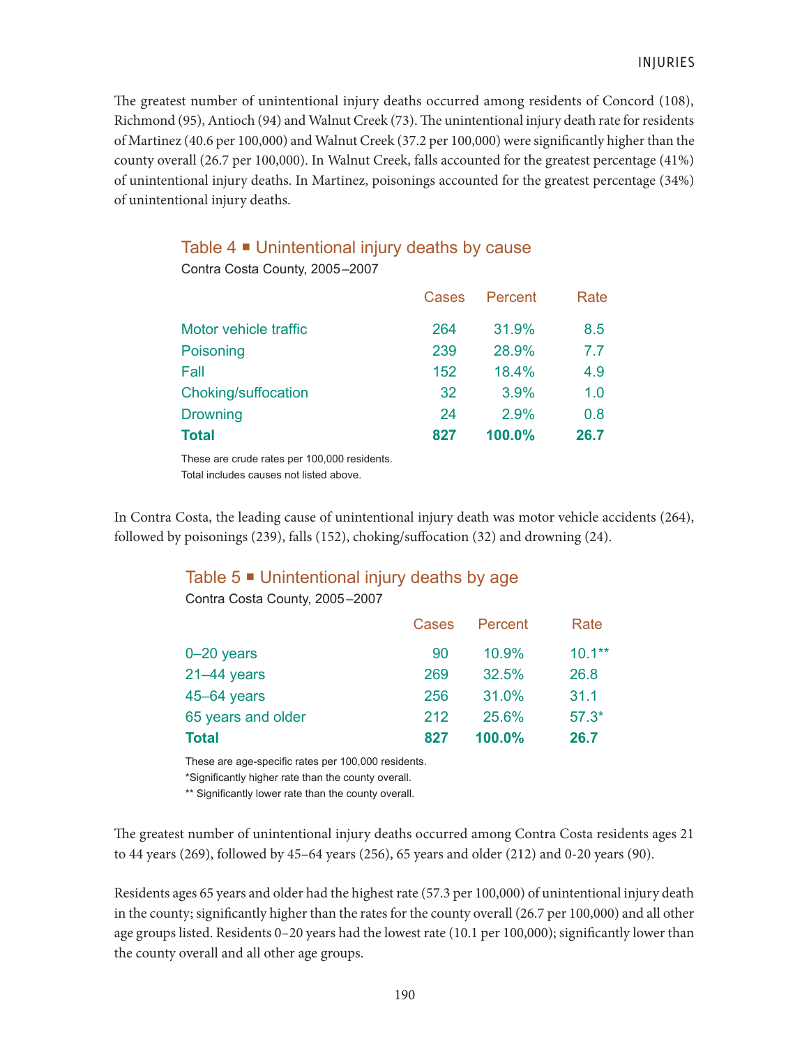The greatest number of unintentional injury deaths occurred among residents of Concord (108), Richmond (95), Antioch (94) and Walnut Creek (73). The unintentional injury death rate for residents of Martinez (40.6 per 100,000) and Walnut Creek (37.2 per 100,000) were significantly higher than the county overall (26.7 per 100,000). In Walnut Creek, falls accounted for the greatest percentage (41%) of unintentional injury deaths. In Martinez, poisonings accounted for the greatest percentage (34%) of unintentional injury deaths.

### Table 4 ▪ Unintentional injury deaths by cause

Contra Costa County, 2005–2007

| | Cases | Percent | Rate |
|---|---|---|---|
| Motor vehicle traffic | 264 | 31.9% | 8.5 |
| Poisoning | 239 | 28.9% | 7.7 |
| Fall | 152 | 18.4% | 4.9 |
| Choking/suffocation | 32 | 3.9% | 1.0 |
| Drowning | 24 | 2.9% | 0.8 |
| **Total** | **827** | **100.0%** | **26.7** |

These are crude rates per 100,000 residents.
Total includes causes not listed above.

In Contra Costa, the leading cause of unintentional injury death was motor vehicle accidents (264), followed by poisonings (239), falls (152), choking/suffocation (32) and drowning (24).

### Table 5 ▪ Unintentional injury deaths by age

Contra Costa County, 2005–2007

| | Cases | Percent | Rate |
|---|---|---|---|
| 0–20 years | 90 | 10.9% | 10.1** |
| 21–44 years | 269 | 32.5% | 26.8 |
| 45–64 years | 256 | 31.0% | 31.1 |
| 65 years and older | 212 | 25.6% | 57.3* |
| **Total** | **827** | **100.0%** | **26.7** |

These are age-specific rates per 100,000 residents.
*Significantly higher rate than the county overall.
** Significantly lower rate than the county overall.

The greatest number of unintentional injury deaths occurred among Contra Costa residents ages 21 to 44 years (269), followed by 45–64 years (256), 65 years and older (212) and 0-20 years (90).

Residents ages 65 years and older had the highest rate (57.3 per 100,000) of unintentional injury death in the county; significantly higher than the rates for the county overall (26.7 per 100,000) and all other age groups listed. Residents 0–20 years had the lowest rate (10.1 per 100,000); significantly lower than the county overall and all other age groups.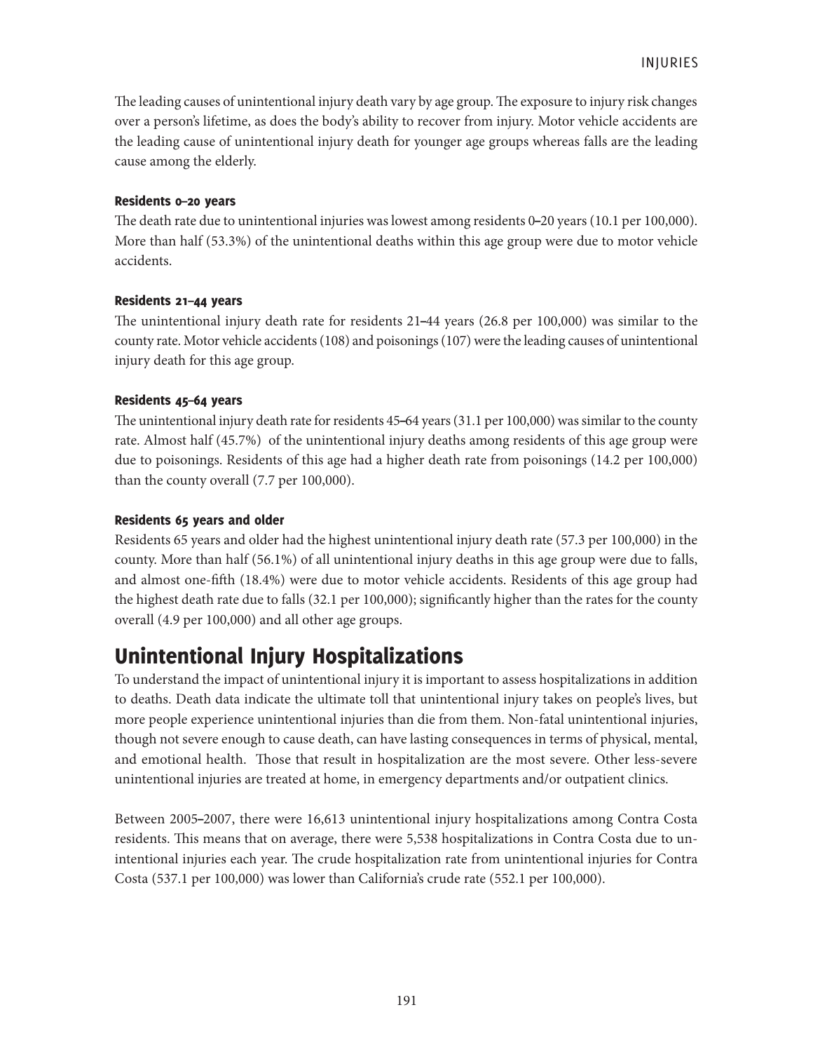The leading causes of unintentional injury death vary by age group. The exposure to injury risk changes over a person's lifetime, as does the body's ability to recover from injury. Motor vehicle accidents are the leading cause of unintentional injury death for younger age groups whereas falls are the leading cause among the elderly.

#### Residents 0–20 years

The death rate due to unintentional injuries was lowest among residents 0–20 years (10.1 per 100,000). More than half (53.3%) of the unintentional deaths within this age group were due to motor vehicle accidents.

#### Residents 21–44 years

The unintentional injury death rate for residents 21–44 years (26.8 per 100,000) was similar to the county rate. Motor vehicle accidents (108) and poisonings (107) were the leading causes of unintentional injury death for this age group.

#### Residents 45–64 years

The unintentional injury death rate for residents 45–64 years (31.1 per 100,000) was similar to the county rate. Almost half (45.7%) of the unintentional injury deaths among residents of this age group were due to poisonings. Residents of this age had a higher death rate from poisonings (14.2 per 100,000) than the county overall (7.7 per 100,000).

#### Residents 65 years and older

Residents 65 years and older had the highest unintentional injury death rate (57.3 per 100,000) in the county. More than half (56.1%) of all unintentional injury deaths in this age group were due to falls, and almost one-fifth (18.4%) were due to motor vehicle accidents. Residents of this age group had the highest death rate due to falls (32.1 per 100,000); significantly higher than the rates for the county overall (4.9 per 100,000) and all other age groups.

## Unintentional Injury Hospitalizations

To understand the impact of unintentional injury it is important to assess hospitalizations in addition to deaths. Death data indicate the ultimate toll that unintentional injury takes on people's lives, but more people experience unintentional injuries than die from them. Non-fatal unintentional injuries, though not severe enough to cause death, can have lasting consequences in terms of physical, mental, and emotional health. Those that result in hospitalization are the most severe. Other less-severe unintentional injuries are treated at home, in emergency departments and/or outpatient clinics.

Between 2005–2007, there were 16,613 unintentional injury hospitalizations among Contra Costa residents. This means that on average, there were 5,538 hospitalizations in Contra Costa due to unintentional injuries each year. The crude hospitalization rate from unintentional injuries for Contra Costa (537.1 per 100,000) was lower than California's crude rate (552.1 per 100,000).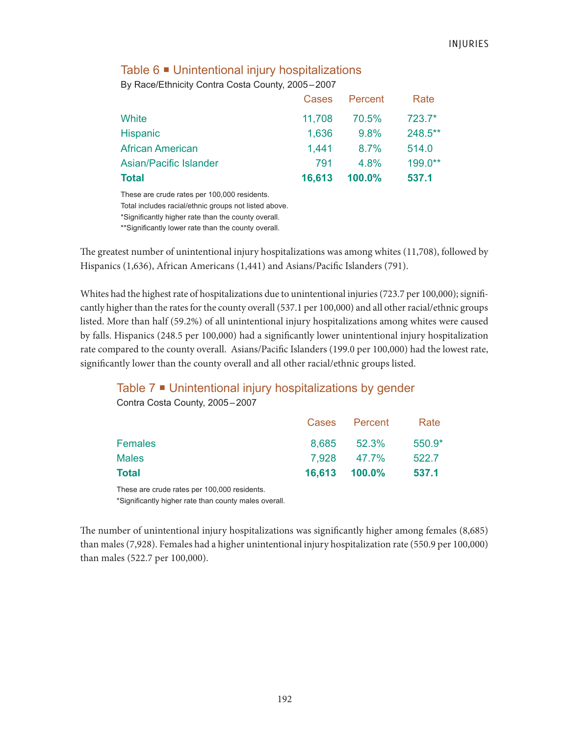### Table 6 ■ Unintentional injury hospitalizations

By Race/Ethnicity Contra Costa County, 2005–2007

| | Cases | Percent | Rate |
|---|---|---|---|
| White | 11,708 | 70.5% | 723.7* |
| Hispanic | 1,636 | 9.8% | 248.5** |
| African American | 1,441 | 8.7% | 514.0 |
| Asian/Pacific Islander | 791 | 4.8% | 199.0** |
| **Total** | **16,613** | **100.0%** | **537.1** |

These are crude rates per 100,000 residents.
Total includes racial/ethnic groups not listed above.
*Significantly higher rate than the county overall.
**Significantly lower rate than the county overall.

The greatest number of unintentional injury hospitalizations was among whites (11,708), followed by Hispanics (1,636), African Americans (1,441) and Asians/Pacific Islanders (791).

Whites had the highest rate of hospitalizations due to unintentional injuries (723.7 per 100,000); significantly higher than the rates for the county overall (537.1 per 100,000) and all other racial/ethnic groups listed. More than half (59.2%) of all unintentional injury hospitalizations among whites were caused by falls. Hispanics (248.5 per 100,000) had a significantly lower unintentional injury hospitalization rate compared to the county overall. Asians/Pacific Islanders (199.0 per 100,000) had the lowest rate, significantly lower than the county overall and all other racial/ethnic groups listed.

### Table 7 ■ Unintentional injury hospitalizations by gender

Contra Costa County, 2005–2007

| | Cases | Percent | Rate |
|---|---|---|---|
| Females | 8,685 | 52.3% | 550.9* |
| Males | 7,928 | 47.7% | 522.7 |
| **Total** | **16,613** | **100.0%** | **537.1** |

These are crude rates per 100,000 residents.
*Significantly higher rate than county males overall.

The number of unintentional injury hospitalizations was significantly higher among females (8,685) than males (7,928). Females had a higher unintentional injury hospitalization rate (550.9 per 100,000) than males (522.7 per 100,000).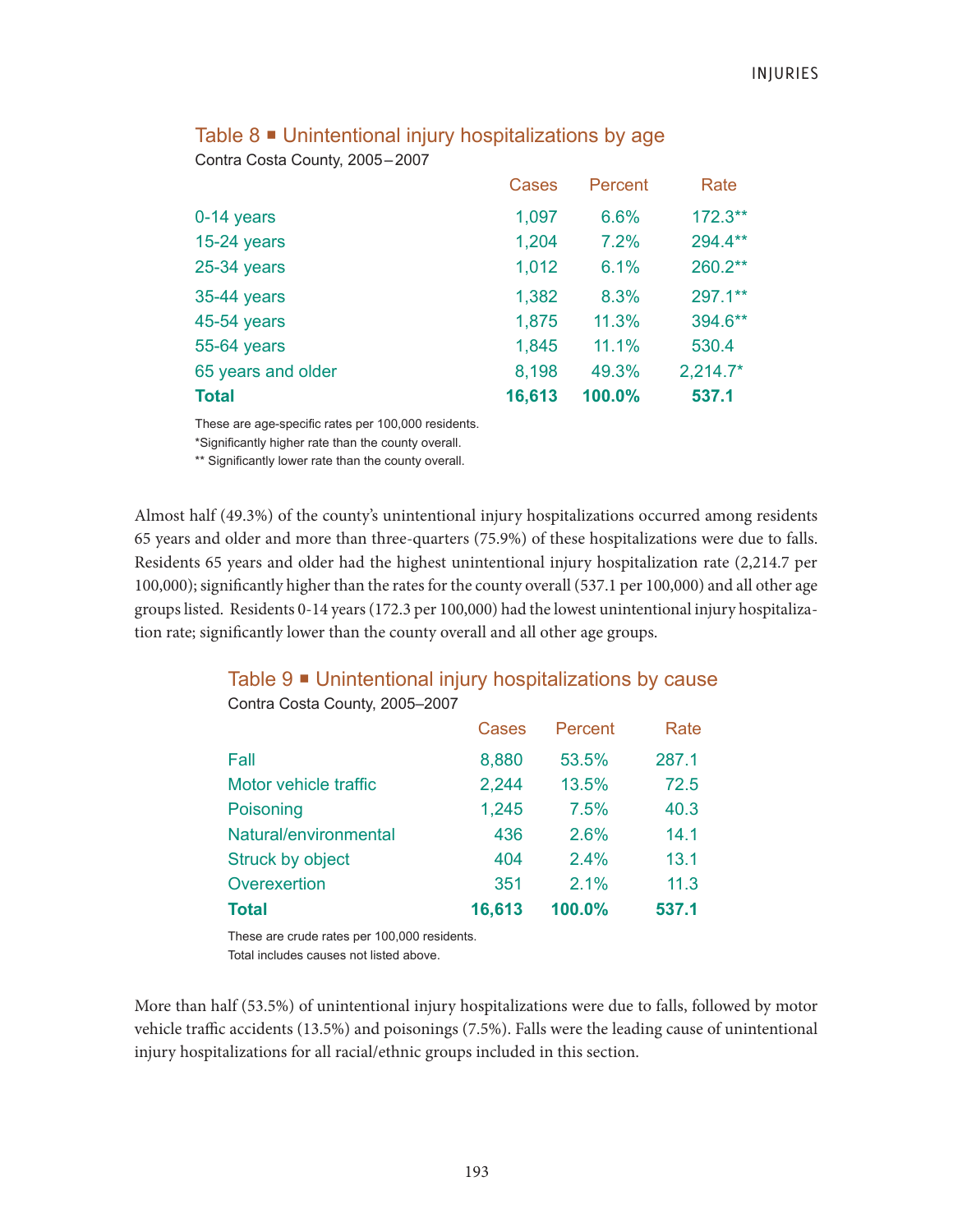## Table 8 ▪ Unintentional injury hospitalizations by age

Contra Costa County, 2005–2007

| | Cases | Percent | Rate |
|---|---|---|---|
| 0-14 years | 1,097 | 6.6% | 172.3** |
| 15-24 years | 1,204 | 7.2% | 294.4** |
| 25-34 years | 1,012 | 6.1% | 260.2** |
| 35-44 years | 1,382 | 8.3% | 297.1** |
| 45-54 years | 1,875 | 11.3% | 394.6** |
| 55-64 years | 1,845 | 11.1% | 530.4 |
| 65 years and older | 8,198 | 49.3% | 2,214.7* |
| **Total** | **16,613** | **100.0%** | **537.1** |

These are age-specific rates per 100,000 residents.
*Significantly higher rate than the county overall.
** Significantly lower rate than the county overall.

Almost half (49.3%) of the county's unintentional injury hospitalizations occurred among residents 65 years and older and more than three-quarters (75.9%) of these hospitalizations were due to falls. Residents 65 years and older had the highest unintentional injury hospitalization rate (2,214.7 per 100,000); significantly higher than the rates for the county overall (537.1 per 100,000) and all other age groups listed. Residents 0-14 years (172.3 per 100,000) had the lowest unintentional injury hospitalization rate; significantly lower than the county overall and all other age groups.

## Table 9 ▪ Unintentional injury hospitalizations by cause

Contra Costa County, 2005–2007

| | Cases | Percent | Rate |
|---|---|---|---|
| Fall | 8,880 | 53.5% | 287.1 |
| Motor vehicle traffic | 2,244 | 13.5% | 72.5 |
| Poisoning | 1,245 | 7.5% | 40.3 |
| Natural/environmental | 436 | 2.6% | 14.1 |
| Struck by object | 404 | 2.4% | 13.1 |
| Overexertion | 351 | 2.1% | 11.3 |
| **Total** | **16,613** | **100.0%** | **537.1** |

These are crude rates per 100,000 residents.
Total includes causes not listed above.

More than half (53.5%) of unintentional injury hospitalizations were due to falls, followed by motor vehicle traffic accidents (13.5%) and poisonings (7.5%). Falls were the leading cause of unintentional injury hospitalizations for all racial/ethnic groups included in this section.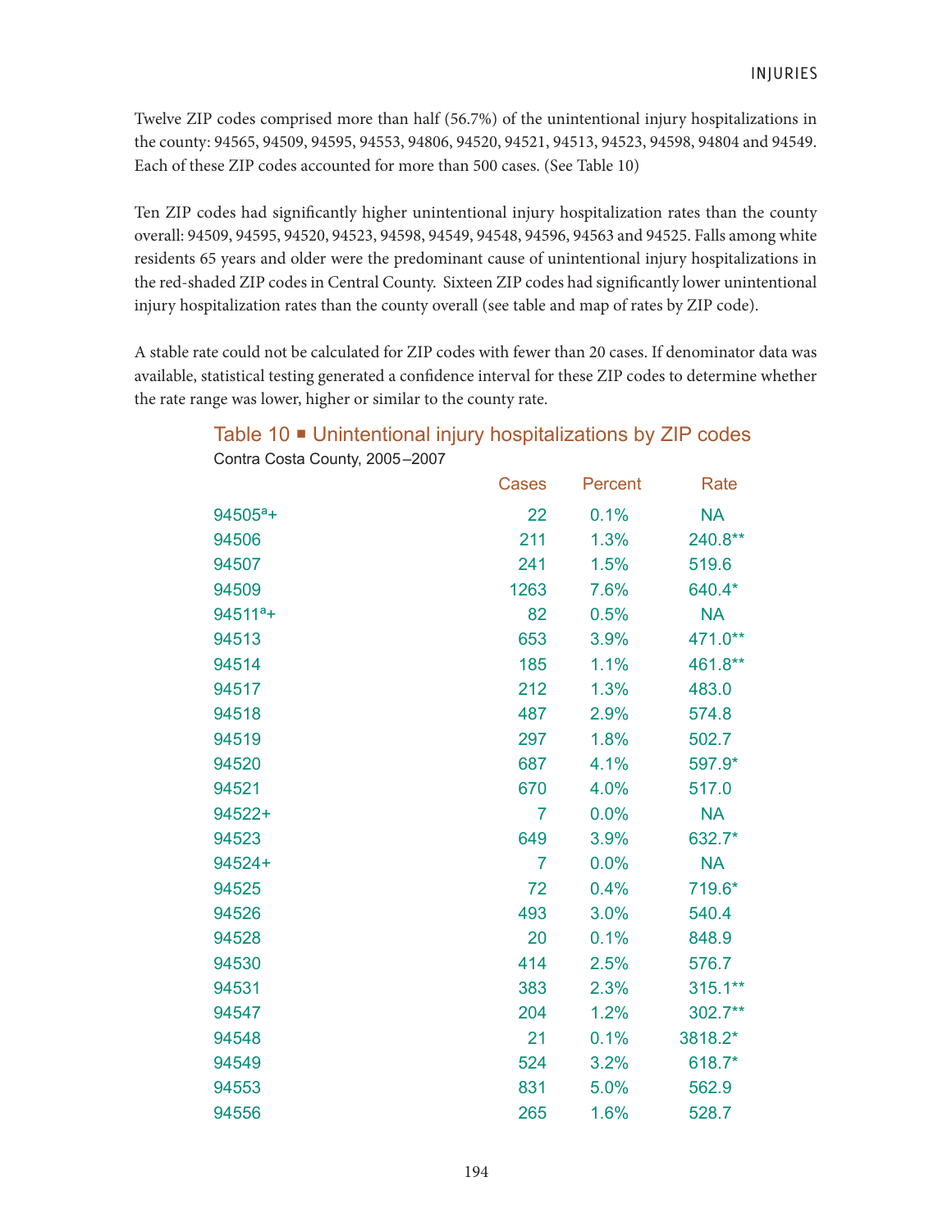Twelve ZIP codes comprised more than half (56.7%) of the unintentional injury hospitalizations in the county: 94565, 94509, 94595, 94553, 94806, 94520, 94521, 94513, 94523, 94598, 94804 and 94549. Each of these ZIP codes accounted for more than 500 cases. (See Table 10)

Ten ZIP codes had significantly higher unintentional injury hospitalization rates than the county overall: 94509, 94595, 94520, 94523, 94598, 94549, 94548, 94596, 94563 and 94525. Falls among white residents 65 years and older were the predominant cause of unintentional injury hospitalizations in the red-shaded ZIP codes in Central County. Sixteen ZIP codes had significantly lower unintentional injury hospitalization rates than the county overall (see table and map of rates by ZIP code).

A stable rate could not be calculated for ZIP codes with fewer than 20 cases. If denominator data was available, statistical testing generated a confidence interval for these ZIP codes to determine whether the rate range was lower, higher or similar to the county rate.

## Table 10 ■ Unintentional injury hospitalizations by ZIP codes

Contra Costa County, 2005–2007

| | Cases | Percent | Rate |
|---|---|---|---|
| 94505[a]+ | 22 | 0.1% | NA |
| 94506 | 211 | 1.3% | 240.8** |
| 94507 | 241 | 1.5% | 519.6 |
| 94509 | 1263 | 7.6% | 640.4* |
| 94511[a]+ | 82 | 0.5% | NA |
| 94513 | 653 | 3.9% | 471.0** |
| 94514 | 185 | 1.1% | 461.8** |
| 94517 | 212 | 1.3% | 483.0 |
| 94518 | 487 | 2.9% | 574.8 |
| 94519 | 297 | 1.8% | 502.7 |
| 94520 | 687 | 4.1% | 597.9* |
| 94521 | 670 | 4.0% | 517.0 |
| 94522+ | 7 | 0.0% | NA |
| 94523 | 649 | 3.9% | 632.7* |
| 94524+ | 7 | 0.0% | NA |
| 94525 | 72 | 0.4% | 719.6* |
| 94526 | 493 | 3.0% | 540.4 |
| 94528 | 20 | 0.1% | 848.9 |
| 94530 | 414 | 2.5% | 576.7 |
| 94531 | 383 | 2.3% | 315.1** |
| 94547 | 204 | 1.2% | 302.7** |
| 94548 | 21 | 0.1% | 3818.2* |
| 94549 | 524 | 3.2% | 618.7* |
| 94553 | 831 | 5.0% | 562.9 |
| 94556 | 265 | 1.6% | 528.7 |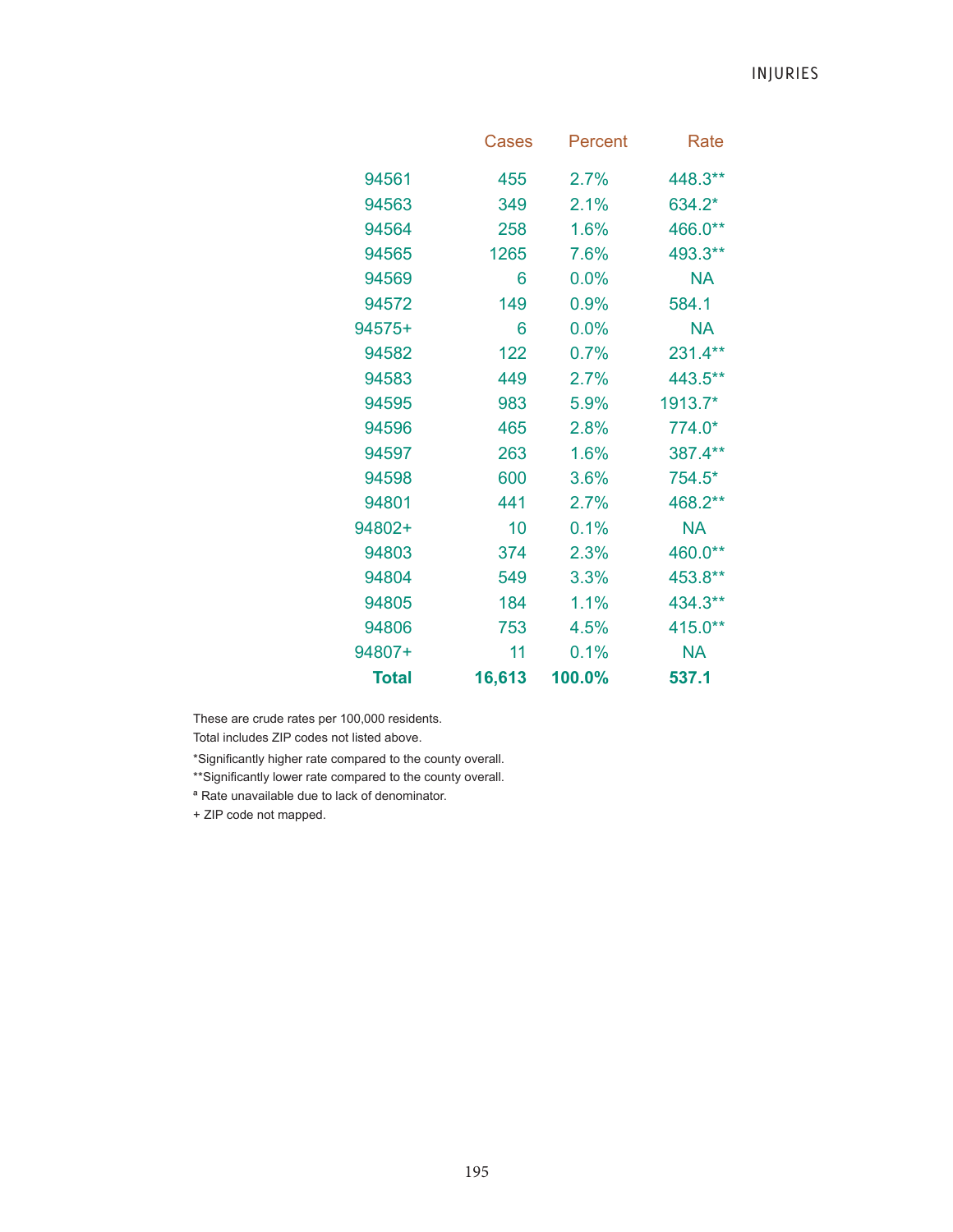| | Cases | Percent | Rate |
|---|---|---|---|
| 94561 | 455 | 2.7% | 448.3** |
| 94563 | 349 | 2.1% | 634.2* |
| 94564 | 258 | 1.6% | 466.0** |
| 94565 | 1265 | 7.6% | 493.3** |
| 94569 | 6 | 0.0% | NA |
| 94572 | 149 | 0.9% | 584.1 |
| 94575+ | 6 | 0.0% | NA |
| 94582 | 122 | 0.7% | 231.4** |
| 94583 | 449 | 2.7% | 443.5** |
| 94595 | 983 | 5.9% | 1913.7* |
| 94596 | 465 | 2.8% | 774.0* |
| 94597 | 263 | 1.6% | 387.4** |
| 94598 | 600 | 3.6% | 754.5* |
| 94801 | 441 | 2.7% | 468.2** |
| 94802+ | 10 | 0.1% | NA |
| 94803 | 374 | 2.3% | 460.0** |
| 94804 | 549 | 3.3% | 453.8** |
| 94805 | 184 | 1.1% | 434.3** |
| 94806 | 753 | 4.5% | 415.0** |
| 94807+ | 11 | 0.1% | NA |
| **Total** | **16,613** | **100.0%** | **537.1** |

These are crude rates per 100,000 residents.

Total includes ZIP codes not listed above.

*Significantly higher rate compared to the county overall.

**Significantly lower rate compared to the county overall.

[a] Rate unavailable due to lack of denominator.

+ ZIP code not mapped.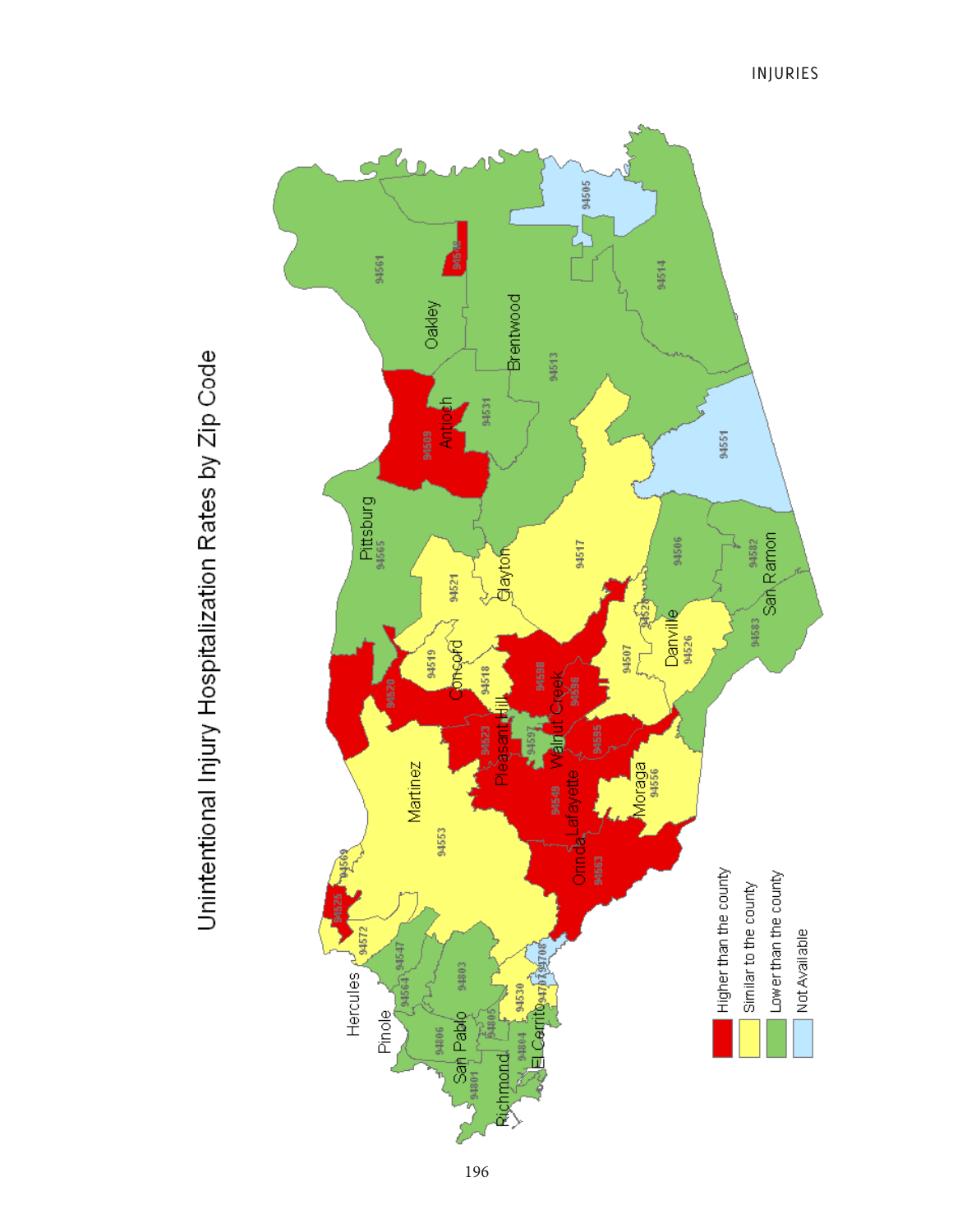# Unintentional Injury Hospitalization Rates by Zip Code

- Higher than the county
- Similar to the county
- Lower than the county
- Not Available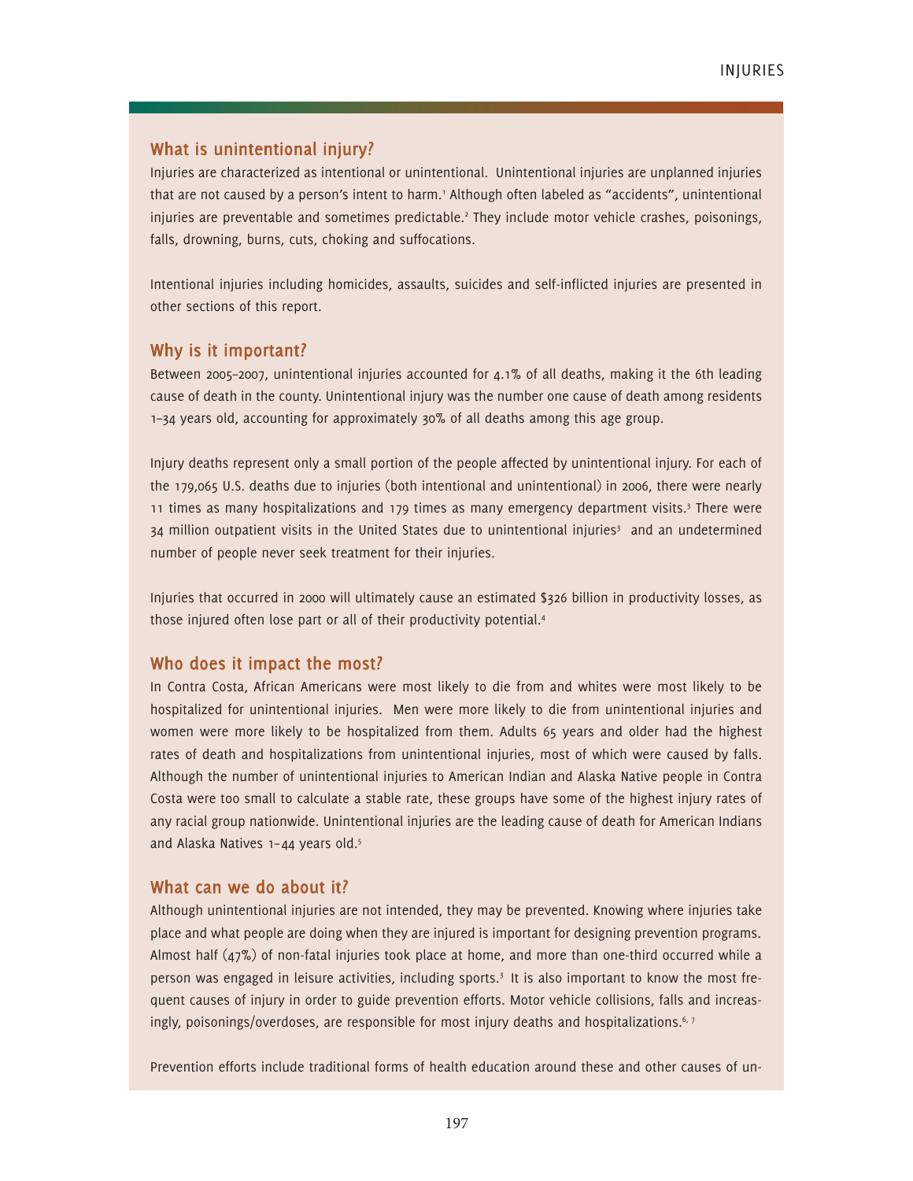## What is unintentional injury?

Injuries are characterized as intentional or unintentional. Unintentional injuries are unplanned injuries that are not caused by a person's intent to harm.[1] Although often labeled as "accidents", unintentional injuries are preventable and sometimes predictable.[2] They include motor vehicle crashes, poisonings, falls, drowning, burns, cuts, choking and suffocations.

Intentional injuries including homicides, assaults, suicides and self-inflicted injuries are presented in other sections of this report.

## Why is it important?

Between 2005–2007, unintentional injuries accounted for 4.1% of all deaths, making it the 6th leading cause of death in the county. Unintentional injury was the number one cause of death among residents 1–34 years old, accounting for approximately 30% of all deaths among this age group.

Injury deaths represent only a small portion of the people affected by unintentional injury. For each of the 179,065 U.S. deaths due to injuries (both intentional and unintentional) in 2006, there were nearly 11 times as many hospitalizations and 179 times as many emergency department visits.[3] There were 34 million outpatient visits in the United States due to unintentional injuries[3] and an undetermined number of people never seek treatment for their injuries.

Injuries that occurred in 2000 will ultimately cause an estimated $326 billion in productivity losses, as those injured often lose part or all of their productivity potential.[4]

## Who does it impact the most?

In Contra Costa, African Americans were most likely to die from and whites were most likely to be hospitalized for unintentional injuries. Men were more likely to die from unintentional injuries and women were more likely to be hospitalized from them. Adults 65 years and older had the highest rates of death and hospitalizations from unintentional injuries, most of which were caused by falls. Although the number of unintentional injuries to American Indian and Alaska Native people in Contra Costa were too small to calculate a stable rate, these groups have some of the highest injury rates of any racial group nationwide. Unintentional injuries are the leading cause of death for American Indians and Alaska Natives 1–44 years old.[5]

## What can we do about it?

Although unintentional injuries are not intended, they may be prevented. Knowing where injuries take place and what people are doing when they are injured is important for designing prevention programs. Almost half (47%) of non-fatal injuries took place at home, and more than one-third occurred while a person was engaged in leisure activities, including sports.[3] It is also important to know the most frequent causes of injury in order to guide prevention efforts. Motor vehicle collisions, falls and increasingly, poisonings/overdoses, are responsible for most injury deaths and hospitalizations.[6, 7]

Prevention efforts include traditional forms of health education around these and other causes of un-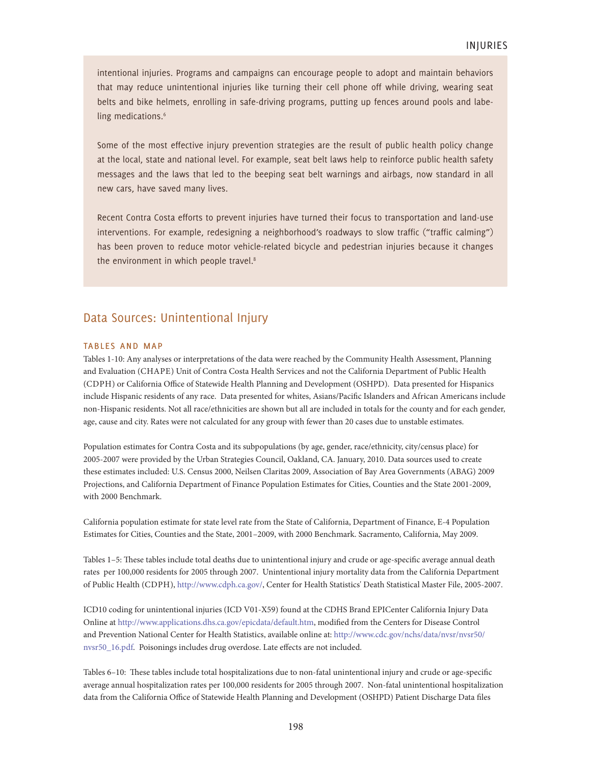intentional injuries. Programs and campaigns can encourage people to adopt and maintain behaviors that may reduce unintentional injuries like turning their cell phone off while driving, wearing seat belts and bike helmets, enrolling in safe-driving programs, putting up fences around pools and labeling medications.[6]

Some of the most effective injury prevention strategies are the result of public health policy change at the local, state and national level. For example, seat belt laws help to reinforce public health safety messages and the laws that led to the beeping seat belt warnings and airbags, now standard in all new cars, have saved many lives.

Recent Contra Costa efforts to prevent injuries have turned their focus to transportation and land-use interventions. For example, redesigning a neighborhood's roadways to slow traffic ("traffic calming") has been proven to reduce motor vehicle-related bicycle and pedestrian injuries because it changes the environment in which people travel.[8]

## Data Sources: Unintentional Injury

### TABLES AND MAP

Tables 1-10: Any analyses or interpretations of the data were reached by the Community Health Assessment, Planning and Evaluation (CHAPE) Unit of Contra Costa Health Services and not the California Department of Public Health (CDPH) or California Office of Statewide Health Planning and Development (OSHPD). Data presented for Hispanics include Hispanic residents of any race. Data presented for whites, Asians/Pacific Islanders and African Americans include non-Hispanic residents. Not all race/ethnicities are shown but all are included in totals for the county and for each gender, age, cause and city. Rates were not calculated for any group with fewer than 20 cases due to unstable estimates.

Population estimates for Contra Costa and its subpopulations (by age, gender, race/ethnicity, city/census place) for 2005-2007 were provided by the Urban Strategies Council, Oakland, CA. January, 2010. Data sources used to create these estimates included: U.S. Census 2000, Neilsen Claritas 2009, Association of Bay Area Governments (ABAG) 2009 Projections, and California Department of Finance Population Estimates for Cities, Counties and the State 2001-2009, with 2000 Benchmark.

California population estimate for state level rate from the State of California, Department of Finance, E-4 Population Estimates for Cities, Counties and the State, 2001–2009, with 2000 Benchmark. Sacramento, California, May 2009.

Tables 1–5: These tables include total deaths due to unintentional injury and crude or age-specific average annual death rates per 100,000 residents for 2005 through 2007. Unintentional injury mortality data from the California Department of Public Health (CDPH), http://www.cdph.ca.gov/, Center for Health Statistics' Death Statistical Master File, 2005-2007.

ICD10 coding for unintentional injuries (ICD V01-X59) found at the CDHS Brand EPICenter California Injury Data Online at http://www.applications.dhs.ca.gov/epicdata/default.htm, modified from the Centers for Disease Control and Prevention National Center for Health Statistics, available online at: http://www.cdc.gov/nchs/data/nvsr/nvsr50/nvsr50_16.pdf. Poisonings includes drug overdose. Late effects are not included.

Tables 6–10: These tables include total hospitalizations due to non-fatal unintentional injury and crude or age-specific average annual hospitalization rates per 100,000 residents for 2005 through 2007. Non-fatal unintentional hospitalization data from the California Office of Statewide Health Planning and Development (OSHPD) Patient Discharge Data files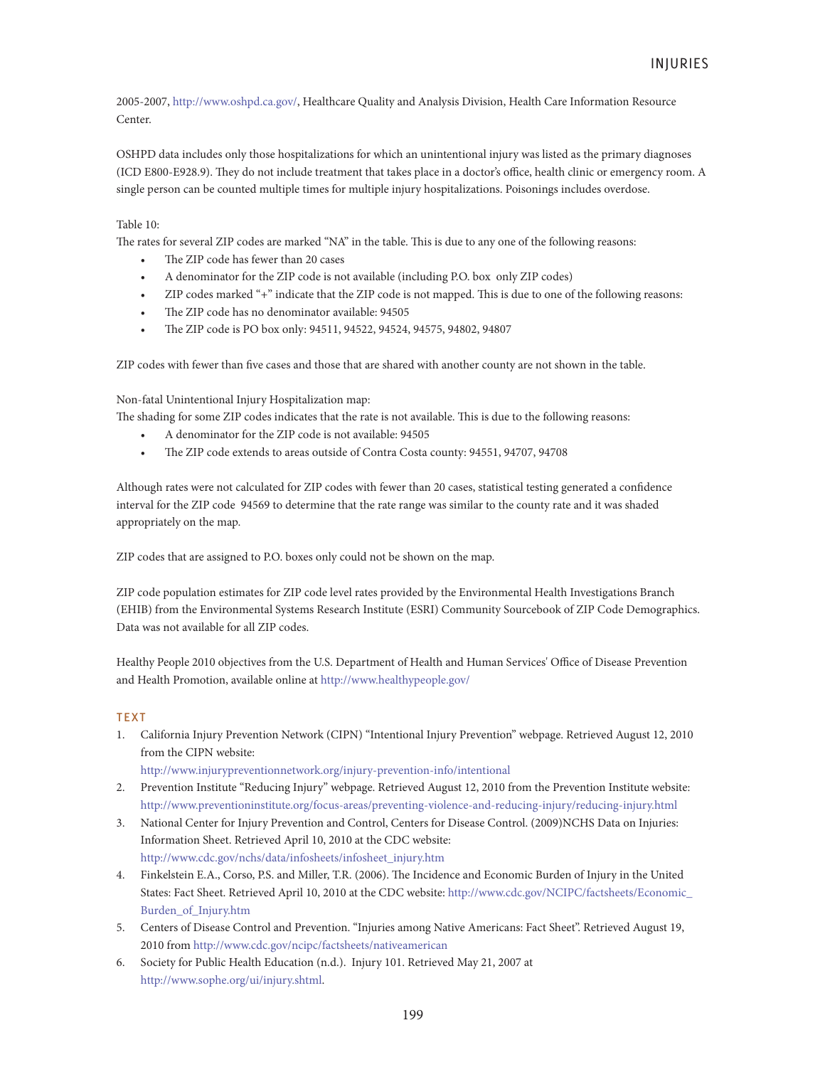2005-2007, http://www.oshpd.ca.gov/, Healthcare Quality and Analysis Division, Health Care Information Resource Center.

OSHPD data includes only those hospitalizations for which an unintentional injury was listed as the primary diagnoses (ICD E800-E928.9). They do not include treatment that takes place in a doctor's office, health clinic or emergency room. A single person can be counted multiple times for multiple injury hospitalizations. Poisonings includes overdose.

Table 10:
The rates for several ZIP codes are marked "NA" in the table. This is due to any one of the following reasons:

- The ZIP code has fewer than 20 cases
- A denominator for the ZIP code is not available (including P.O. box only ZIP codes)
- ZIP codes marked "+" indicate that the ZIP code is not mapped. This is due to one of the following reasons:
- The ZIP code has no denominator available: 94505
- The ZIP code is PO box only: 94511, 94522, 94524, 94575, 94802, 94807

ZIP codes with fewer than five cases and those that are shared with another county are not shown in the table.

Non-fatal Unintentional Injury Hospitalization map:
The shading for some ZIP codes indicates that the rate is not available. This is due to the following reasons:

- A denominator for the ZIP code is not available: 94505
- The ZIP code extends to areas outside of Contra Costa county: 94551, 94707, 94708

Although rates were not calculated for ZIP codes with fewer than 20 cases, statistical testing generated a confidence interval for the ZIP code 94569 to determine that the rate range was similar to the county rate and it was shaded appropriately on the map.

ZIP codes that are assigned to P.O. boxes only could not be shown on the map.

ZIP code population estimates for ZIP code level rates provided by the Environmental Health Investigations Branch (EHIB) from the Environmental Systems Research Institute (ESRI) Community Sourcebook of ZIP Code Demographics. Data was not available for all ZIP codes.

Healthy People 2010 objectives from the U.S. Department of Health and Human Services' Office of Disease Prevention and Health Promotion, available online at http://www.healthypeople.gov/

## TEXT

1. California Injury Prevention Network (CIPN) "Intentional Injury Prevention" webpage. Retrieved August 12, 2010 from the CIPN website: http://www.injurypreventionnetwork.org/injury-prevention-info/intentional
2. Prevention Institute "Reducing Injury" webpage. Retrieved August 12, 2010 from the Prevention Institute website: http://www.preventioninstitute.org/focus-areas/preventing-violence-and-reducing-injury/reducing-injury.html
3. National Center for Injury Prevention and Control, Centers for Disease Control. (2009)NCHS Data on Injuries: Information Sheet. Retrieved April 10, 2010 at the CDC website: http://www.cdc.gov/nchs/data/infosheets/infosheet_injury.htm
4. Finkelstein E.A., Corso, P.S. and Miller, T.R. (2006). The Incidence and Economic Burden of Injury in the United States: Fact Sheet. Retrieved April 10, 2010 at the CDC website: http://www.cdc.gov/NCIPC/factsheets/Economic_Burden_of_Injury.htm
5. Centers of Disease Control and Prevention. "Injuries among Native Americans: Fact Sheet". Retrieved August 19, 2010 from http://www.cdc.gov/ncipc/factsheets/nativeamerican
6. Society for Public Health Education (n.d.). Injury 101. Retrieved May 21, 2007 at http://www.sophe.org/ui/injury.shtml.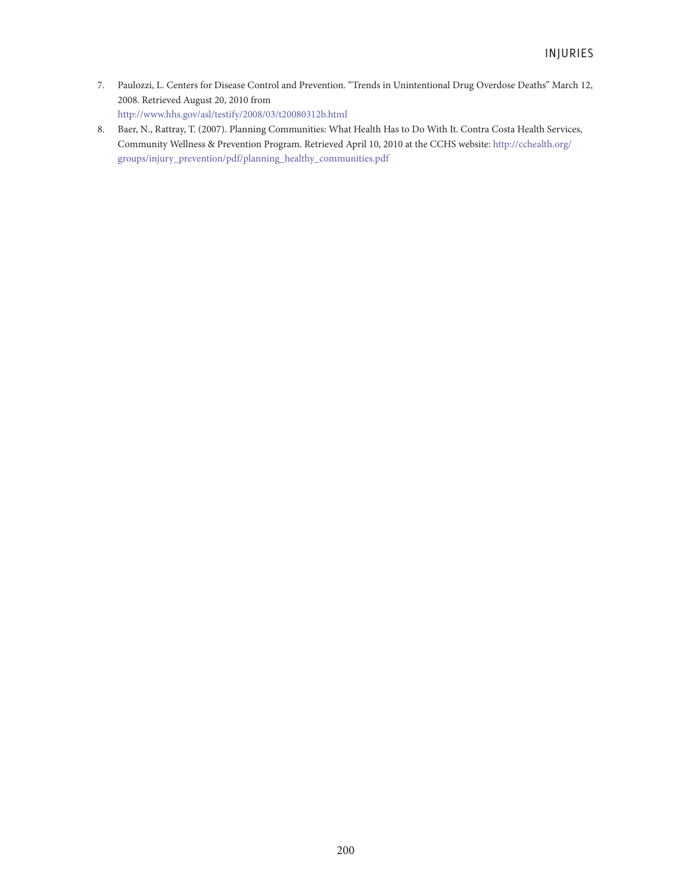7. Paulozzi, L. Centers for Disease Control and Prevention. "Trends in Unintentional Drug Overdose Deaths" March 12, 2008. Retrieved August 20, 2010 from http://www.hhs.gov/asl/testify/2008/03/t20080312b.html
8. Baer, N., Rattray, T. (2007). Planning Communities: What Health Has to Do With It. Contra Costa Health Services, Community Wellness & Prevention Program. Retrieved April 10, 2010 at the CCHS website: http://cchealth.org/groups/injury_prevention/pdf/planning_healthy_communities.pdf